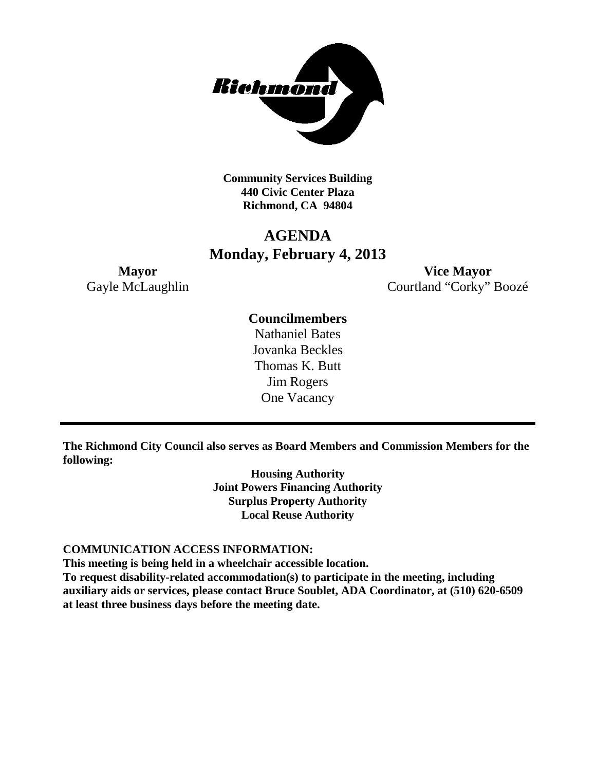**Community Services Building**
**440 Civic Center Plaza**
**Richmond, CA 94804**

# AGENDA
## Monday, February 4, 2013

**Mayor**
Gayle McLaughlin

**Vice Mayor**
Courtland "Corky" Boozé

**Councilmembers**
Nathaniel Bates
Jovanka Beckles
Thomas K. Butt
Jim Rogers
One Vacancy

---

**The Richmond City Council also serves as Board Members and Commission Members for the following:**

**Housing Authority**
**Joint Powers Financing Authority**
**Surplus Property Authority**
**Local Reuse Authority**

**COMMUNICATION ACCESS INFORMATION:**
**This meeting is being held in a wheelchair accessible location.**
**To request disability-related accommodation(s) to participate in the meeting, including auxiliary aids or services, please contact Bruce Soublet, ADA Coordinator, at (510) 620-6509 at least three business days before the meeting date.**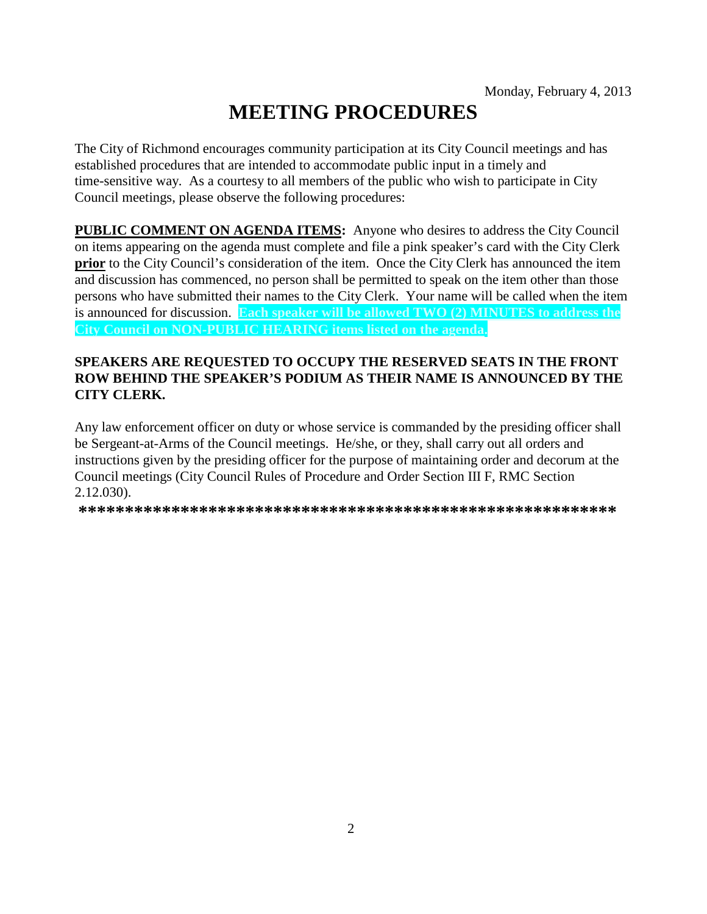Monday, February 4, 2013

# MEETING PROCEDURES

The City of Richmond encourages community participation at its City Council meetings and has established procedures that are intended to accommodate public input in a timely and time-sensitive way. As a courtesy to all members of the public who wish to participate in City Council meetings, please observe the following procedures:

**PUBLIC COMMENT ON AGENDA ITEMS:** Anyone who desires to address the City Council on items appearing on the agenda must complete and file a pink speaker's card with the City Clerk **prior** to the City Council's consideration of the item. Once the City Clerk has announced the item and discussion has commenced, no person shall be permitted to speak on the item other than those persons who have submitted their names to the City Clerk. Your name will be called when the item is announced for discussion. **Each speaker will be allowed TWO (2) MINUTES to address the City Council on NON-PUBLIC HEARING items listed on the agenda.**

**SPEAKERS ARE REQUESTED TO OCCUPY THE RESERVED SEATS IN THE FRONT ROW BEHIND THE SPEAKER'S PODIUM AS THEIR NAME IS ANNOUNCED BY THE CITY CLERK.**

Any law enforcement officer on duty or whose service is commanded by the presiding officer shall be Sergeant-at-Arms of the Council meetings. He/she, or they, shall carry out all orders and instructions given by the presiding officer for the purpose of maintaining order and decorum at the Council meetings (City Council Rules of Procedure and Order Section III F, RMC Section 2.12.030).

**************************************************************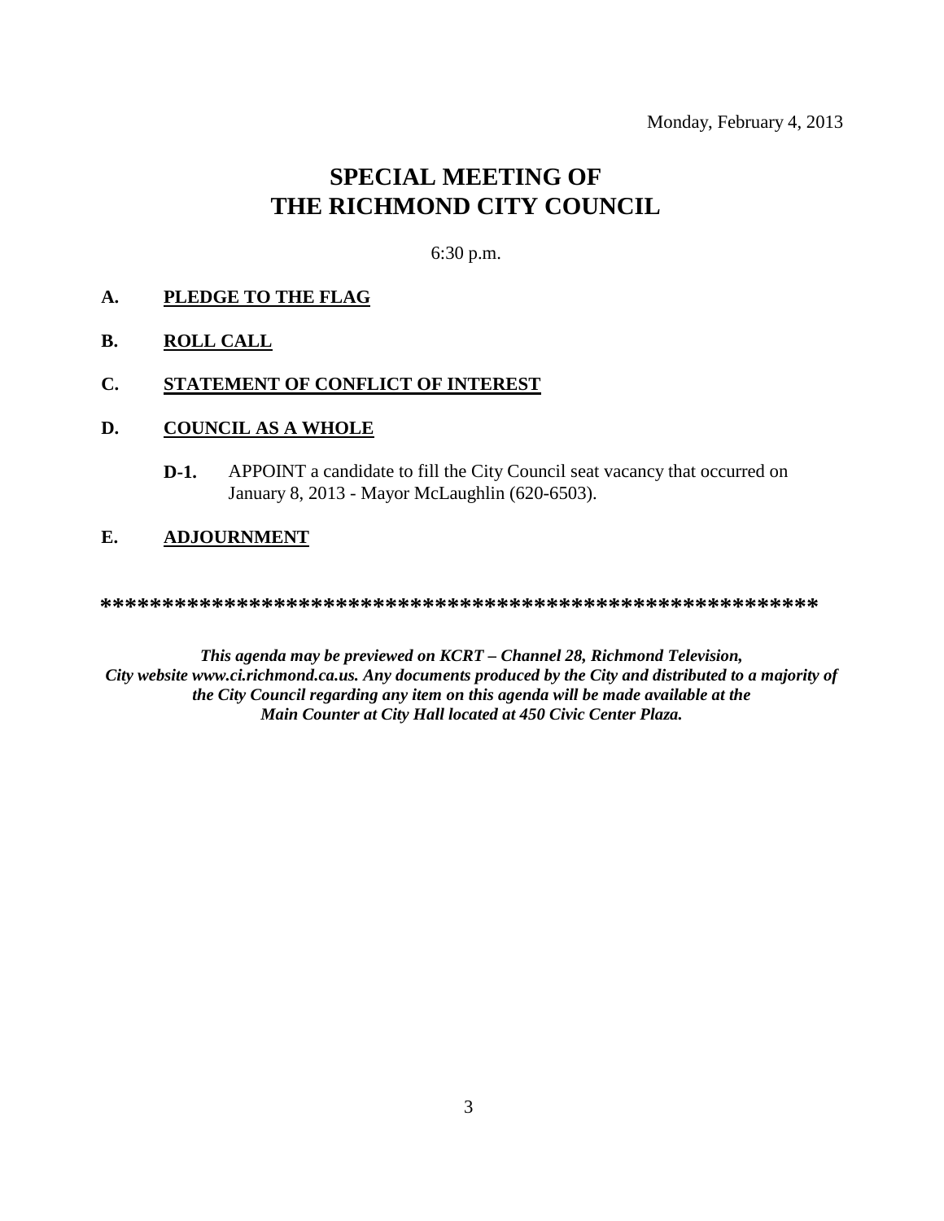Monday, February 4, 2013

# SPECIAL MEETING OF THE RICHMOND CITY COUNCIL

6:30 p.m.

**A. PLEDGE TO THE FLAG**

**B. ROLL CALL**

**C. STATEMENT OF CONFLICT OF INTEREST**

**D. COUNCIL AS A WHOLE**

**D-1.** APPOINT a candidate to fill the City Council seat vacancy that occurred on January 8, 2013 - Mayor McLaughlin (620-6503).

**E. ADJOURNMENT**

**************************************************************

***This agenda may be previewed on KCRT – Channel 28, Richmond Television, City website www.ci.richmond.ca.us. Any documents produced by the City and distributed to a majority of the City Council regarding any item on this agenda will be made available at the Main Counter at City Hall located at 450 Civic Center Plaza.***